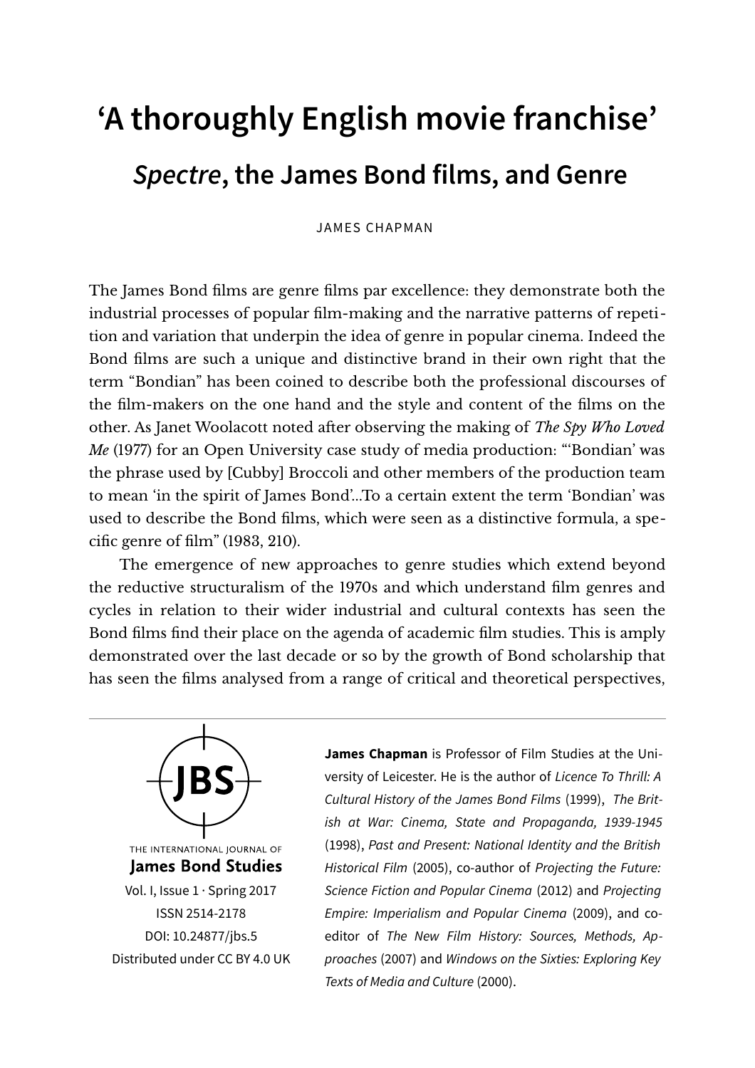# 'A thoroughly English movie franchise'

## *Spectre*, the James Bond films, and Genre

JAMES CHAPMAN

The James Bond films are genre films par excellence: they demonstrate both the industrial processes of popular film-making and the narrative patterns of repetition and variation that underpin the idea of genre in popular cinema. Indeed the Bond films are such a unique and distinctive brand in their own right that the term "Bondian" has been coined to describe both the professional discourses of the film-makers on the one hand and the style and content of the films on the other. As Janet Woolacott noted after observing the making of *The Spy Who Loved Me* (1977) for an Open University case study of media production: "'Bondian' was the phrase used by [Cubby] Broccoli and other members of the production team to mean 'in the spirit of James Bond'...To a certain extent the term 'Bondian' was used to describe the Bond films, which were seen as a distinctive formula, a specific genre of film" (1983, 210).

The emergence of new approaches to genre studies which extend beyond the reductive structuralism of the 1970s and which understand film genres and cycles in relation to their wider industrial and cultural contexts has seen the Bond films find their place on the agenda of academic film studies. This is amply demonstrated over the last decade or so by the growth of Bond scholarship that has seen the films analysed from a range of critical and theoretical perspectives,

---

THE INTERNATIONAL JOURNAL OF
**James Bond Studies**
Vol. I, Issue 1 · Spring 2017
ISSN 2514-2178
DOI: 10.24877/jbs.5
Distributed under CC BY 4.0 UK

**James Chapman** is Professor of Film Studies at the University of Leicester. He is the author of *Licence To Thrill: A Cultural History of the James Bond Films* (1999), *The British at War: Cinema, State and Propaganda, 1939-1945* (1998), *Past and Present: National Identity and the British Historical Film* (2005), co-author of *Projecting the Future: Science Fiction and Popular Cinema* (2012) and *Projecting Empire: Imperialism and Popular Cinema* (2009), and co-editor of *The New Film History: Sources, Methods, Approaches* (2007) and *Windows on the Sixties: Exploring Key Texts of Media and Culture* (2000).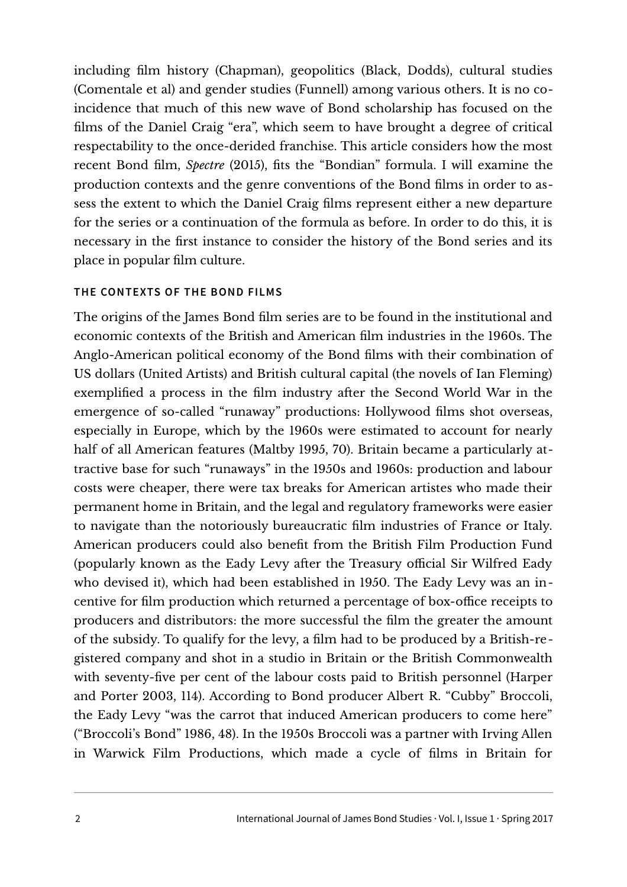including film history (Chapman), geopolitics (Black, Dodds), cultural studies (Comentale et al) and gender studies (Funnell) among various others. It is no coincidence that much of this new wave of Bond scholarship has focused on the films of the Daniel Craig "era", which seem to have brought a degree of critical respectability to the once-derided franchise. This article considers how the most recent Bond film, *Spectre* (2015), fits the "Bondian" formula. I will examine the production contexts and the genre conventions of the Bond films in order to assess the extent to which the Daniel Craig films represent either a new departure for the series or a continuation of the formula as before. In order to do this, it is necessary in the first instance to consider the history of the Bond series and its place in popular film culture.

## THE CONTEXTS OF THE BOND FILMS

The origins of the James Bond film series are to be found in the institutional and economic contexts of the British and American film industries in the 1960s. The Anglo-American political economy of the Bond films with their combination of US dollars (United Artists) and British cultural capital (the novels of Ian Fleming) exemplified a process in the film industry after the Second World War in the emergence of so-called "runaway" productions: Hollywood films shot overseas, especially in Europe, which by the 1960s were estimated to account for nearly half of all American features (Maltby 1995, 70). Britain became a particularly attractive base for such "runaways" in the 1950s and 1960s: production and labour costs were cheaper, there were tax breaks for American artistes who made their permanent home in Britain, and the legal and regulatory frameworks were easier to navigate than the notoriously bureaucratic film industries of France or Italy. American producers could also benefit from the British Film Production Fund (popularly known as the Eady Levy after the Treasury official Sir Wilfred Eady who devised it), which had been established in 1950. The Eady Levy was an incentive for film production which returned a percentage of box-office receipts to producers and distributors: the more successful the film the greater the amount of the subsidy. To qualify for the levy, a film had to be produced by a British-registered company and shot in a studio in Britain or the British Commonwealth with seventy-five per cent of the labour costs paid to British personnel (Harper and Porter 2003, 114). According to Bond producer Albert R. "Cubby" Broccoli, the Eady Levy "was the carrot that induced American producers to come here" ("Broccoli's Bond" 1986, 48). In the 1950s Broccoli was a partner with Irving Allen in Warwick Film Productions, which made a cycle of films in Britain for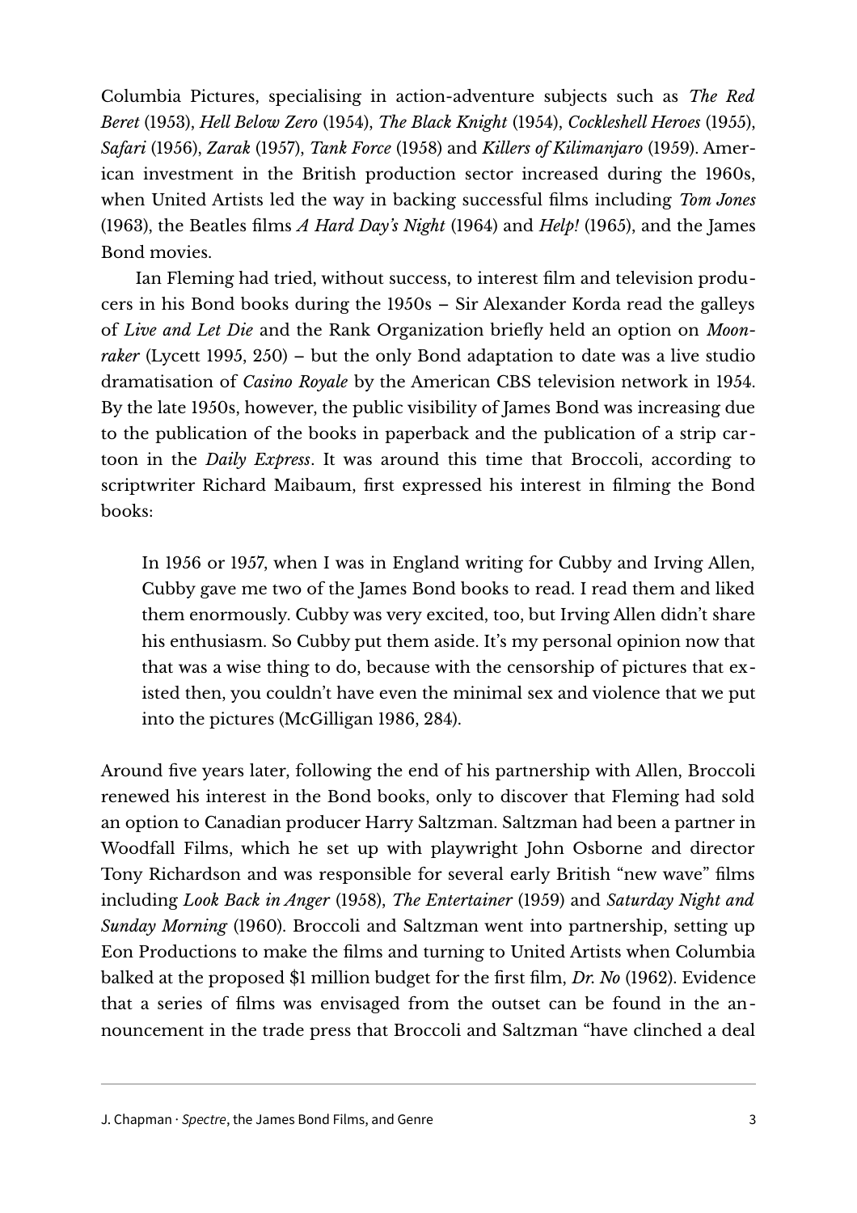Columbia Pictures, specialising in action-adventure subjects such as *The Red Beret* (1953), *Hell Below Zero* (1954), *The Black Knight* (1954), *Cockleshell Heroes* (1955), *Safari* (1956), *Zarak* (1957), *Tank Force* (1958) and *Killers of Kilimanjaro* (1959). American investment in the British production sector increased during the 1960s, when United Artists led the way in backing successful films including *Tom Jones* (1963), the Beatles films *A Hard Day's Night* (1964) and *Help!* (1965), and the James Bond movies.

Ian Fleming had tried, without success, to interest film and television producers in his Bond books during the 1950s – Sir Alexander Korda read the galleys of *Live and Let Die* and the Rank Organization briefly held an option on *Moonraker* (Lycett 1995, 250) – but the only Bond adaptation to date was a live studio dramatisation of *Casino Royale* by the American CBS television network in 1954. By the late 1950s, however, the public visibility of James Bond was increasing due to the publication of the books in paperback and the publication of a strip cartoon in the *Daily Express*. It was around this time that Broccoli, according to scriptwriter Richard Maibaum, first expressed his interest in filming the Bond books:

> In 1956 or 1957, when I was in England writing for Cubby and Irving Allen, Cubby gave me two of the James Bond books to read. I read them and liked them enormously. Cubby was very excited, too, but Irving Allen didn't share his enthusiasm. So Cubby put them aside. It's my personal opinion now that that was a wise thing to do, because with the censorship of pictures that existed then, you couldn't have even the minimal sex and violence that we put into the pictures (McGilligan 1986, 284).

Around five years later, following the end of his partnership with Allen, Broccoli renewed his interest in the Bond books, only to discover that Fleming had sold an option to Canadian producer Harry Saltzman. Saltzman had been a partner in Woodfall Films, which he set up with playwright John Osborne and director Tony Richardson and was responsible for several early British "new wave" films including *Look Back in Anger* (1958), *The Entertainer* (1959) and *Saturday Night and Sunday Morning* (1960). Broccoli and Saltzman went into partnership, setting up Eon Productions to make the films and turning to United Artists when Columbia balked at the proposed $1 million budget for the first film, *Dr. No* (1962). Evidence that a series of films was envisaged from the outset can be found in the announcement in the trade press that Broccoli and Saltzman "have clinched a deal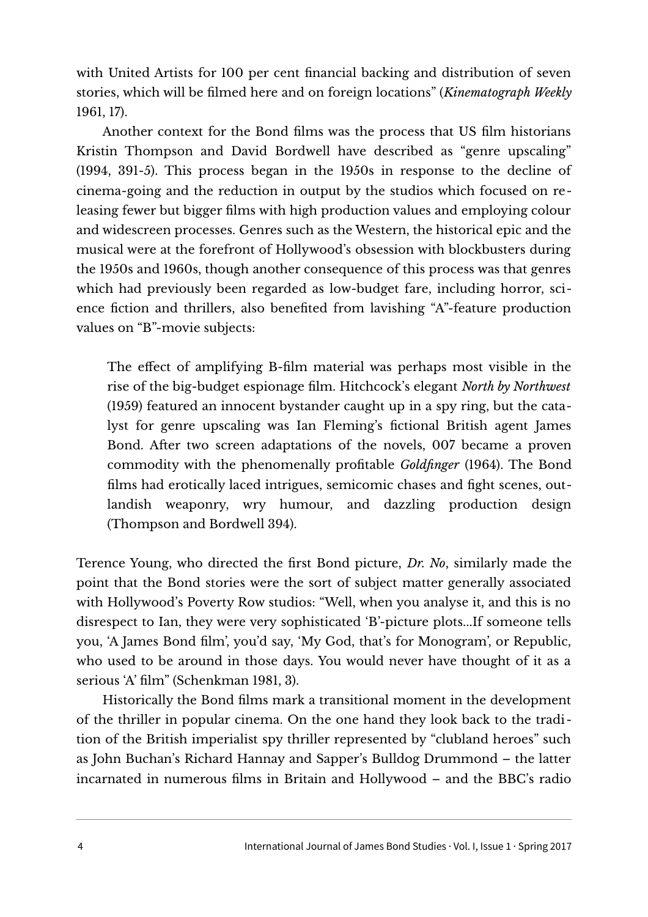with United Artists for 100 per cent financial backing and distribution of seven stories, which will be filmed here and on foreign locations" (*Kinematograph Weekly* 1961, 17).

Another context for the Bond films was the process that US film historians Kristin Thompson and David Bordwell have described as "genre upscaling" (1994, 391-5). This process began in the 1950s in response to the decline of cinema-going and the reduction in output by the studios which focused on releasing fewer but bigger films with high production values and employing colour and widescreen processes. Genres such as the Western, the historical epic and the musical were at the forefront of Hollywood's obsession with blockbusters during the 1950s and 1960s, though another consequence of this process was that genres which had previously been regarded as low-budget fare, including horror, science fiction and thrillers, also benefited from lavishing "A"-feature production values on "B"-movie subjects:

> The effect of amplifying B-film material was perhaps most visible in the rise of the big-budget espionage film. Hitchcock's elegant *North by Northwest* (1959) featured an innocent bystander caught up in a spy ring, but the catalyst for genre upscaling was Ian Fleming's fictional British agent James Bond. After two screen adaptations of the novels, 007 became a proven commodity with the phenomenally profitable *Goldfinger* (1964). The Bond films had erotically laced intrigues, semicomic chases and fight scenes, outlandish weaponry, wry humour, and dazzling production design (Thompson and Bordwell 394).

Terence Young, who directed the first Bond picture, *Dr. No*, similarly made the point that the Bond stories were the sort of subject matter generally associated with Hollywood's Poverty Row studios: "Well, when you analyse it, and this is no disrespect to Ian, they were very sophisticated 'B'-picture plots…If someone tells you, 'A James Bond film', you'd say, 'My God, that's for Monogram', or Republic, who used to be around in those days. You would never have thought of it as a serious 'A' film" (Schenkman 1981, 3).

Historically the Bond films mark a transitional moment in the development of the thriller in popular cinema. On the one hand they look back to the tradition of the British imperialist spy thriller represented by "clubland heroes" such as John Buchan's Richard Hannay and Sapper's Bulldog Drummond – the latter incarnated in numerous films in Britain and Hollywood – and the BBC's radio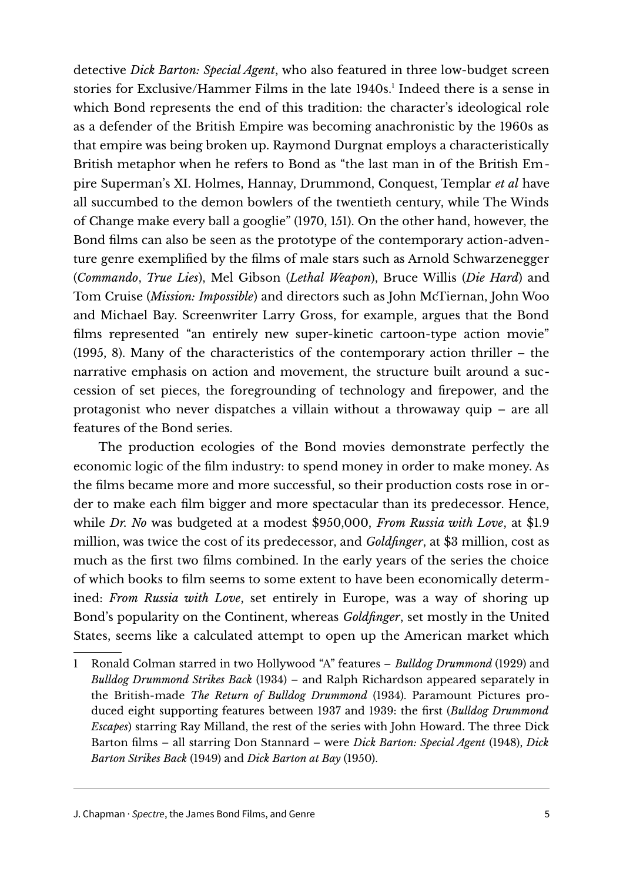detective *Dick Barton: Special Agent*, who also featured in three low-budget screen stories for Exclusive/Hammer Films in the late 1940s.[1] Indeed there is a sense in which Bond represents the end of this tradition: the character's ideological role as a defender of the British Empire was becoming anachronistic by the 1960s as that empire was being broken up. Raymond Durgnat employs a characteristically British metaphor when he refers to Bond as "the last man in of the British Empire Superman's XI. Holmes, Hannay, Drummond, Conquest, Templar *et al* have all succumbed to the demon bowlers of the twentieth century, while The Winds of Change make every ball a googlie" (1970, 151). On the other hand, however, the Bond films can also be seen as the prototype of the contemporary action-adventure genre exemplified by the films of male stars such as Arnold Schwarzenegger (*Commando*, *True Lies*), Mel Gibson (*Lethal Weapon*), Bruce Willis (*Die Hard*) and Tom Cruise (*Mission: Impossible*) and directors such as John McTiernan, John Woo and Michael Bay. Screenwriter Larry Gross, for example, argues that the Bond films represented "an entirely new super-kinetic cartoon-type action movie" (1995, 8). Many of the characteristics of the contemporary action thriller – the narrative emphasis on action and movement, the structure built around a succession of set pieces, the foregrounding of technology and firepower, and the protagonist who never dispatches a villain without a throwaway quip – are all features of the Bond series.

The production ecologies of the Bond movies demonstrate perfectly the economic logic of the film industry: to spend money in order to make money. As the films became more and more successful, so their production costs rose in order to make each film bigger and more spectacular than its predecessor. Hence, while *Dr. No* was budgeted at a modest $950,000, *From Russia with Love*, at $1.9 million, was twice the cost of its predecessor, and *Goldfinger*, at $3 million, cost as much as the first two films combined. In the early years of the series the choice of which books to film seems to some extent to have been economically determined: *From Russia with Love*, set entirely in Europe, was a way of shoring up Bond's popularity on the Continent, whereas *Goldfinger*, set mostly in the United States, seems like a calculated attempt to open up the American market which

---

1 Ronald Colman starred in two Hollywood "A" features – *Bulldog Drummond* (1929) and *Bulldog Drummond Strikes Back* (1934) – and Ralph Richardson appeared separately in the British-made *The Return of Bulldog Drummond* (1934). Paramount Pictures produced eight supporting features between 1937 and 1939: the first (*Bulldog Drummond Escapes*) starring Ray Milland, the rest of the series with John Howard. The three Dick Barton films – all starring Don Stannard – were *Dick Barton: Special Agent* (1948), *Dick Barton Strikes Back* (1949) and *Dick Barton at Bay* (1950).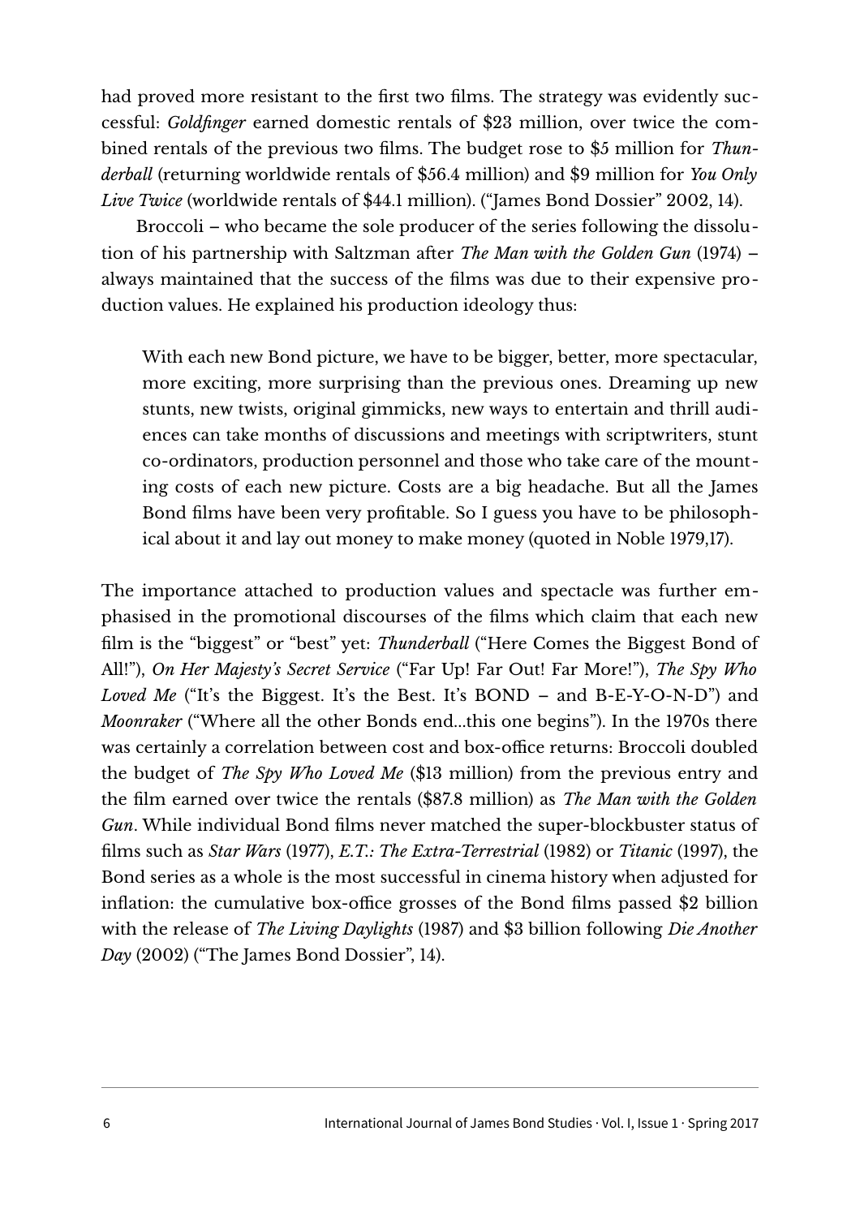had proved more resistant to the first two films. The strategy was evidently successful: *Goldfinger* earned domestic rentals of $23 million, over twice the combined rentals of the previous two films. The budget rose to $5 million for *Thunderball* (returning worldwide rentals of $56.4 million) and $9 million for *You Only Live Twice* (worldwide rentals of $44.1 million). ("James Bond Dossier" 2002, 14).

Broccoli – who became the sole producer of the series following the dissolution of his partnership with Saltzman after *The Man with the Golden Gun* (1974) – always maintained that the success of the films was due to their expensive production values. He explained his production ideology thus:

> With each new Bond picture, we have to be bigger, better, more spectacular, more exciting, more surprising than the previous ones. Dreaming up new stunts, new twists, original gimmicks, new ways to entertain and thrill audiences can take months of discussions and meetings with scriptwriters, stunt co-ordinators, production personnel and those who take care of the mounting costs of each new picture. Costs are a big headache. But all the James Bond films have been very profitable. So I guess you have to be philosophical about it and lay out money to make money (quoted in Noble 1979,17).

The importance attached to production values and spectacle was further emphasised in the promotional discourses of the films which claim that each new film is the "biggest" or "best" yet: *Thunderball* ("Here Comes the Biggest Bond of All!"), *On Her Majesty's Secret Service* ("Far Up! Far Out! Far More!"), *The Spy Who Loved Me* ("It's the Biggest. It's the Best. It's BOND – and B-E-Y-O-N-D") and *Moonraker* ("Where all the other Bonds end...this one begins"). In the 1970s there was certainly a correlation between cost and box-office returns: Broccoli doubled the budget of *The Spy Who Loved Me* ($13 million) from the previous entry and the film earned over twice the rentals ($87.8 million) as *The Man with the Golden Gun*. While individual Bond films never matched the super-blockbuster status of films such as *Star Wars* (1977), *E.T.: The Extra-Terrestrial* (1982) or *Titanic* (1997), the Bond series as a whole is the most successful in cinema history when adjusted for inflation: the cumulative box-office grosses of the Bond films passed $2 billion with the release of *The Living Daylights* (1987) and $3 billion following *Die Another Day* (2002) ("The James Bond Dossier", 14).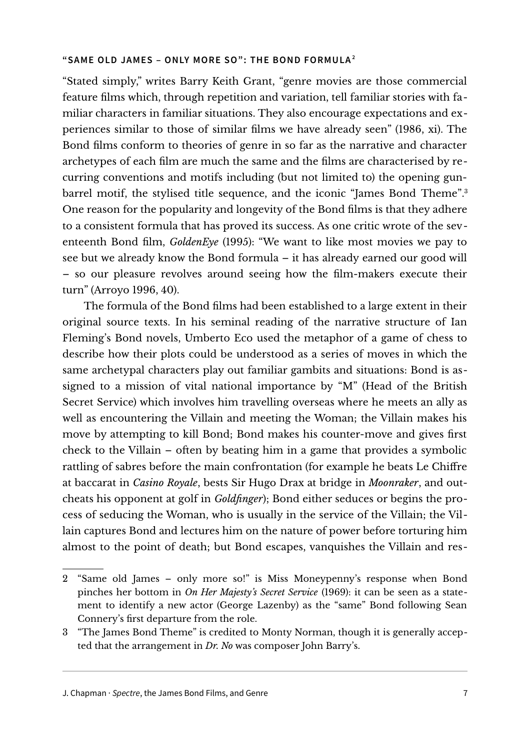### "SAME OLD JAMES – ONLY MORE SO": THE BOND FORMULA[2]

"Stated simply," writes Barry Keith Grant, "genre movies are those commercial feature films which, through repetition and variation, tell familiar stories with familiar characters in familiar situations. They also encourage expectations and experiences similar to those of similar films we have already seen" (1986, xi). The Bond films conform to theories of genre in so far as the narrative and character archetypes of each film are much the same and the films are characterised by recurring conventions and motifs including (but not limited to) the opening gun-barrel motif, the stylised title sequence, and the iconic "James Bond Theme".[3] One reason for the popularity and longevity of the Bond films is that they adhere to a consistent formula that has proved its success. As one critic wrote of the seventeenth Bond film, *GoldenEye* (1995): "We want to like most movies we pay to see but we already know the Bond formula – it has already earned our good will – so our pleasure revolves around seeing how the film-makers execute their turn" (Arroyo 1996, 40).

The formula of the Bond films had been established to a large extent in their original source texts. In his seminal reading of the narrative structure of Ian Fleming's Bond novels, Umberto Eco used the metaphor of a game of chess to describe how their plots could be understood as a series of moves in which the same archetypal characters play out familiar gambits and situations: Bond is assigned to a mission of vital national importance by "M" (Head of the British Secret Service) which involves him travelling overseas where he meets an ally as well as encountering the Villain and meeting the Woman; the Villain makes his move by attempting to kill Bond; Bond makes his counter-move and gives first check to the Villain – often by beating him in a game that provides a symbolic rattling of sabres before the main confrontation (for example he beats Le Chiffre at baccarat in *Casino Royale*, bests Sir Hugo Drax at bridge in *Moonraker*, and outcheats his opponent at golf in *Goldfinger*); Bond either seduces or begins the process of seducing the Woman, who is usually in the service of the Villain; the Villain captures Bond and lectures him on the nature of power before torturing him almost to the point of death; but Bond escapes, vanquishes the Villain and res-

---

2 "Same old James – only more so!" is Miss Moneypenny's response when Bond pinches her bottom in *On Her Majesty's Secret Service* (1969): it can be seen as a statement to identify a new actor (George Lazenby) as the "same" Bond following Sean Connery's first departure from the role.

3 "The James Bond Theme" is credited to Monty Norman, though it is generally accepted that the arrangement in *Dr. No* was composer John Barry's.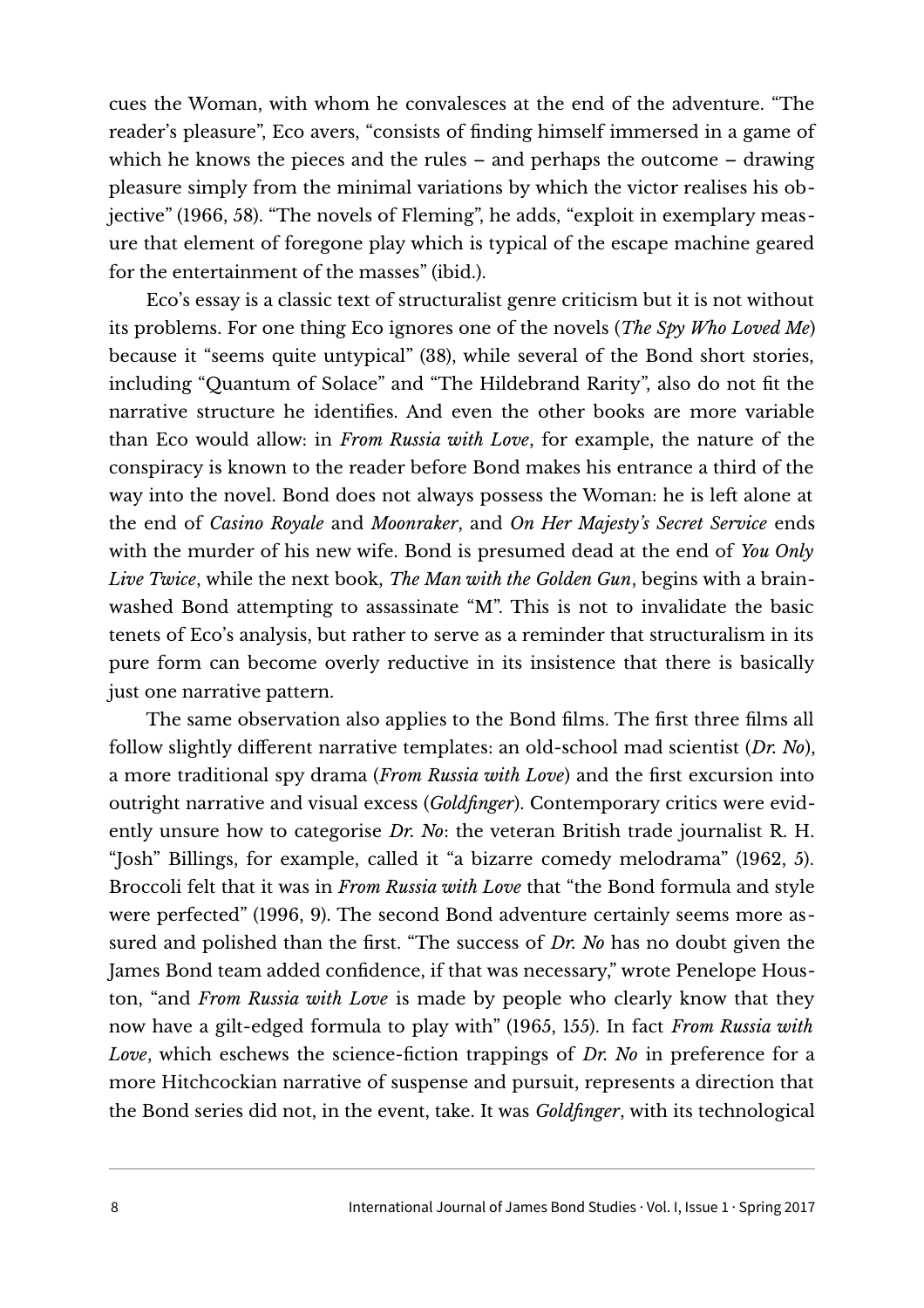cues the Woman, with whom he convalesces at the end of the adventure. "The reader's pleasure", Eco avers, "consists of finding himself immersed in a game of which he knows the pieces and the rules – and perhaps the outcome – drawing pleasure simply from the minimal variations by which the victor realises his objective" (1966, 58). "The novels of Fleming", he adds, "exploit in exemplary measure that element of foregone play which is typical of the escape machine geared for the entertainment of the masses" (ibid.).

Eco's essay is a classic text of structuralist genre criticism but it is not without its problems. For one thing Eco ignores one of the novels (*The Spy Who Loved Me*) because it "seems quite untypical" (38), while several of the Bond short stories, including "Quantum of Solace" and "The Hildebrand Rarity", also do not fit the narrative structure he identifies. And even the other books are more variable than Eco would allow: in *From Russia with Love*, for example, the nature of the conspiracy is known to the reader before Bond makes his entrance a third of the way into the novel. Bond does not always possess the Woman: he is left alone at the end of *Casino Royale* and *Moonraker*, and *On Her Majesty's Secret Service* ends with the murder of his new wife. Bond is presumed dead at the end of *You Only Live Twice*, while the next book, *The Man with the Golden Gun*, begins with a brainwashed Bond attempting to assassinate "M". This is not to invalidate the basic tenets of Eco's analysis, but rather to serve as a reminder that structuralism in its pure form can become overly reductive in its insistence that there is basically just one narrative pattern.

The same observation also applies to the Bond films. The first three films all follow slightly different narrative templates: an old-school mad scientist (*Dr. No*), a more traditional spy drama (*From Russia with Love*) and the first excursion into outright narrative and visual excess (*Goldfinger*). Contemporary critics were evidently unsure how to categorise *Dr. No*: the veteran British trade journalist R. H. "Josh" Billings, for example, called it "a bizarre comedy melodrama" (1962, 5). Broccoli felt that it was in *From Russia with Love* that "the Bond formula and style were perfected" (1996, 9). The second Bond adventure certainly seems more assured and polished than the first. "The success of *Dr. No* has no doubt given the James Bond team added confidence, if that was necessary," wrote Penelope Houston, "and *From Russia with Love* is made by people who clearly know that they now have a gilt-edged formula to play with" (1965, 155). In fact *From Russia with Love*, which eschews the science-fiction trappings of *Dr. No* in preference for a more Hitchcockian narrative of suspense and pursuit, represents a direction that the Bond series did not, in the event, take. It was *Goldfinger*, with its technological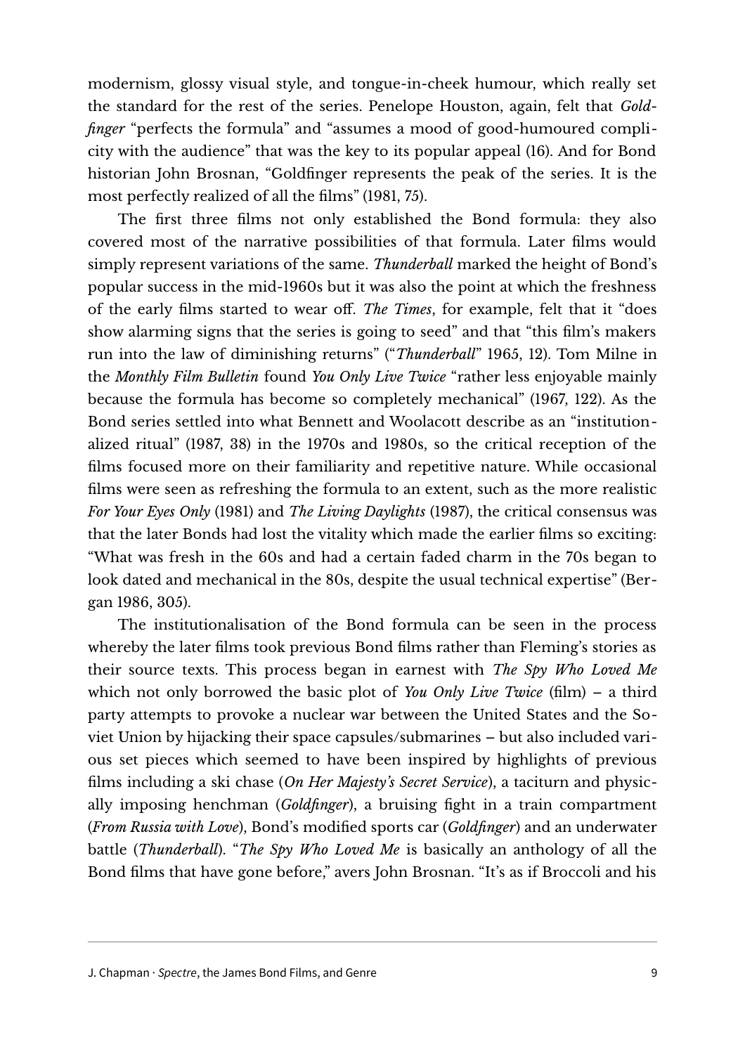modernism, glossy visual style, and tongue-in-cheek humour, which really set the standard for the rest of the series. Penelope Houston, again, felt that *Goldfinger* "perfects the formula" and "assumes a mood of good-humoured complicity with the audience" that was the key to its popular appeal (16). And for Bond historian John Brosnan, "Goldfinger represents the peak of the series. It is the most perfectly realized of all the films" (1981, 75).

The first three films not only established the Bond formula: they also covered most of the narrative possibilities of that formula. Later films would simply represent variations of the same. *Thunderball* marked the height of Bond's popular success in the mid-1960s but it was also the point at which the freshness of the early films started to wear off. *The Times*, for example, felt that it "does show alarming signs that the series is going to seed" and that "this film's makers run into the law of diminishing returns" ("*Thunderball*" 1965, 12). Tom Milne in the *Monthly Film Bulletin* found *You Only Live Twice* "rather less enjoyable mainly because the formula has become so completely mechanical" (1967, 122). As the Bond series settled into what Bennett and Woolacott describe as an "institutionalized ritual" (1987, 38) in the 1970s and 1980s, so the critical reception of the films focused more on their familiarity and repetitive nature. While occasional films were seen as refreshing the formula to an extent, such as the more realistic *For Your Eyes Only* (1981) and *The Living Daylights* (1987), the critical consensus was that the later Bonds had lost the vitality which made the earlier films so exciting: "What was fresh in the 60s and had a certain faded charm in the 70s began to look dated and mechanical in the 80s, despite the usual technical expertise" (Bergan 1986, 305).

The institutionalisation of the Bond formula can be seen in the process whereby the later films took previous Bond films rather than Fleming's stories as their source texts. This process began in earnest with *The Spy Who Loved Me* which not only borrowed the basic plot of *You Only Live Twice* (film) – a third party attempts to provoke a nuclear war between the United States and the Soviet Union by hijacking their space capsules/submarines – but also included various set pieces which seemed to have been inspired by highlights of previous films including a ski chase (*On Her Majesty's Secret Service*), a taciturn and physically imposing henchman (*Goldfinger*), a bruising fight in a train compartment (*From Russia with Love*), Bond's modified sports car (*Goldfinger*) and an underwater battle (*Thunderball*). "*The Spy Who Loved Me* is basically an anthology of all the Bond films that have gone before," avers John Brosnan. "It's as if Broccoli and his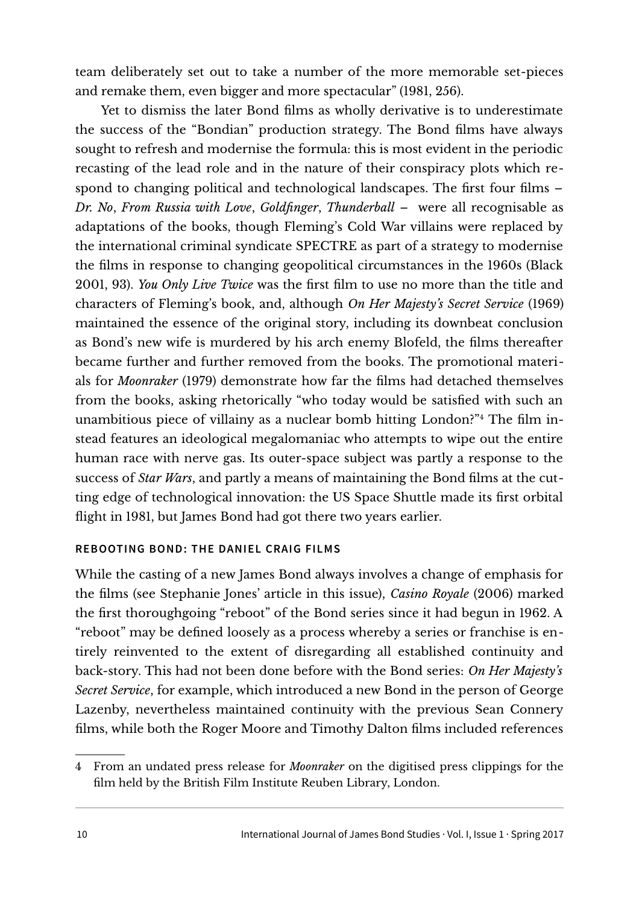team deliberately set out to take a number of the more memorable set-pieces and remake them, even bigger and more spectacular" (1981, 256).

Yet to dismiss the later Bond films as wholly derivative is to underestimate the success of the "Bondian" production strategy. The Bond films have always sought to refresh and modernise the formula: this is most evident in the periodic recasting of the lead role and in the nature of their conspiracy plots which respond to changing political and technological landscapes. The first four films – *Dr. No*, *From Russia with Love*, *Goldfinger*, *Thunderball* – were all recognisable as adaptations of the books, though Fleming's Cold War villains were replaced by the international criminal syndicate SPECTRE as part of a strategy to modernise the films in response to changing geopolitical circumstances in the 1960s (Black 2001, 93). *You Only Live Twice* was the first film to use no more than the title and characters of Fleming's book, and, although *On Her Majesty's Secret Service* (1969) maintained the essence of the original story, including its downbeat conclusion as Bond's new wife is murdered by his arch enemy Blofeld, the films thereafter became further and further removed from the books. The promotional materials for *Moonraker* (1979) demonstrate how far the films had detached themselves from the books, asking rhetorically "who today would be satisfied with such an unambitious piece of villainy as a nuclear bomb hitting London?"[4] The film instead features an ideological megalomaniac who attempts to wipe out the entire human race with nerve gas. Its outer-space subject was partly a response to the success of *Star Wars*, and partly a means of maintaining the Bond films at the cutting edge of technological innovation: the US Space Shuttle made its first orbital flight in 1981, but James Bond had got there two years earlier.

## REBOOTING BOND: THE DANIEL CRAIG FILMS

While the casting of a new James Bond always involves a change of emphasis for the films (see Stephanie Jones' article in this issue), *Casino Royale* (2006) marked the first thoroughgoing "reboot" of the Bond series since it had begun in 1962. A "reboot" may be defined loosely as a process whereby a series or franchise is entirely reinvented to the extent of disregarding all established continuity and back-story. This had not been done before with the Bond series: *On Her Majesty's Secret Service*, for example, which introduced a new Bond in the person of George Lazenby, nevertheless maintained continuity with the previous Sean Connery films, while both the Roger Moore and Timothy Dalton films included references

---

4 From an undated press release for *Moonraker* on the digitised press clippings for the film held by the British Film Institute Reuben Library, London.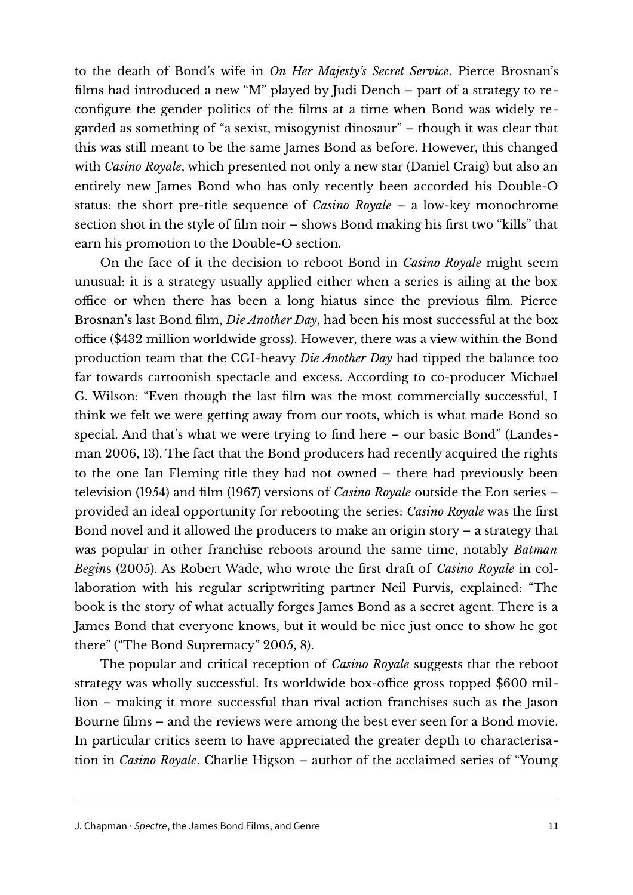to the death of Bond's wife in *On Her Majesty's Secret Service*. Pierce Brosnan's films had introduced a new "M" played by Judi Dench – part of a strategy to reconfigure the gender politics of the films at a time when Bond was widely regarded as something of "a sexist, misogynist dinosaur" – though it was clear that this was still meant to be the same James Bond as before. However, this changed with *Casino Royale*, which presented not only a new star (Daniel Craig) but also an entirely new James Bond who has only recently been accorded his Double-O status: the short pre-title sequence of *Casino Royale* – a low-key monochrome section shot in the style of film noir – shows Bond making his first two "kills" that earn his promotion to the Double-O section.

On the face of it the decision to reboot Bond in *Casino Royale* might seem unusual: it is a strategy usually applied either when a series is ailing at the box office or when there has been a long hiatus since the previous film. Pierce Brosnan's last Bond film, *Die Another Day*, had been his most successful at the box office ($432 million worldwide gross). However, there was a view within the Bond production team that the CGI-heavy *Die Another Day* had tipped the balance too far towards cartoonish spectacle and excess. According to co-producer Michael G. Wilson: "Even though the last film was the most commercially successful, I think we felt we were getting away from our roots, which is what made Bond so special. And that's what we were trying to find here – our basic Bond" (Landesman 2006, 13). The fact that the Bond producers had recently acquired the rights to the one Ian Fleming title they had not owned – there had previously been television (1954) and film (1967) versions of *Casino Royale* outside the Eon series – provided an ideal opportunity for rebooting the series: *Casino Royale* was the first Bond novel and it allowed the producers to make an origin story – a strategy that was popular in other franchise reboots around the same time, notably *Batman Begin*s (2005). As Robert Wade, who wrote the first draft of *Casino Royale* in collaboration with his regular scriptwriting partner Neil Purvis, explained: "The book is the story of what actually forges James Bond as a secret agent. There is a James Bond that everyone knows, but it would be nice just once to show he got there" ("The Bond Supremacy" 2005, 8).

The popular and critical reception of *Casino Royale* suggests that the reboot strategy was wholly successful. Its worldwide box-office gross topped $600 million – making it more successful than rival action franchises such as the Jason Bourne films – and the reviews were among the best ever seen for a Bond movie. In particular critics seem to have appreciated the greater depth to characterisation in *Casino Royale*. Charlie Higson – author of the acclaimed series of "Young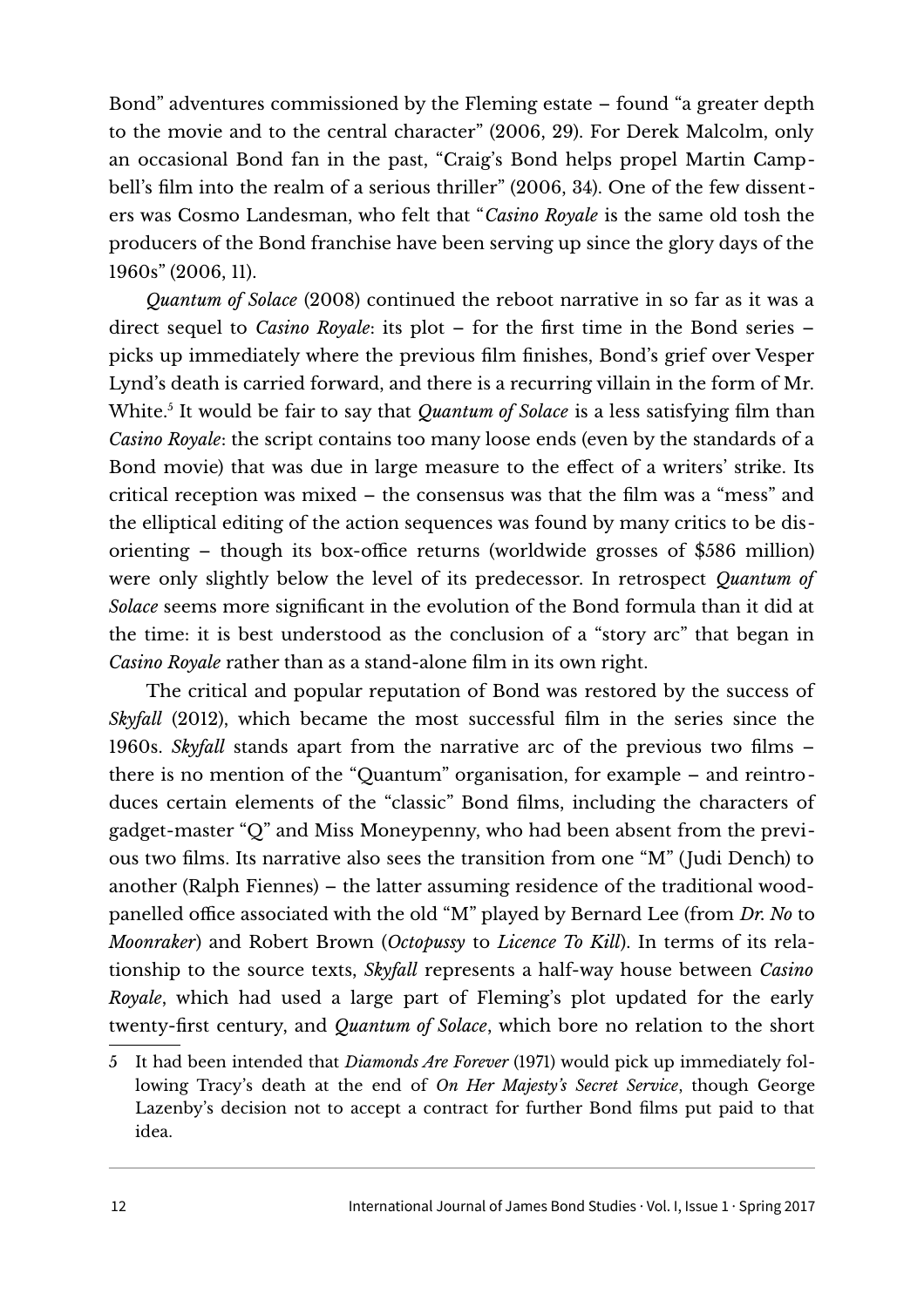Bond" adventures commissioned by the Fleming estate – found "a greater depth to the movie and to the central character" (2006, 29). For Derek Malcolm, only an occasional Bond fan in the past, "Craig's Bond helps propel Martin Campbell's film into the realm of a serious thriller" (2006, 34). One of the few dissenters was Cosmo Landesman, who felt that "*Casino Royale* is the same old tosh the producers of the Bond franchise have been serving up since the glory days of the 1960s" (2006, 11).

*Quantum of Solace* (2008) continued the reboot narrative in so far as it was a direct sequel to *Casino Royale*: its plot – for the first time in the Bond series – picks up immediately where the previous film finishes, Bond's grief over Vesper Lynd's death is carried forward, and there is a recurring villain in the form of Mr. White.[5] It would be fair to say that *Quantum of Solace* is a less satisfying film than *Casino Royale*: the script contains too many loose ends (even by the standards of a Bond movie) that was due in large measure to the effect of a writers' strike. Its critical reception was mixed – the consensus was that the film was a "mess" and the elliptical editing of the action sequences was found by many critics to be disorienting – though its box-office returns (worldwide grosses of $586 million) were only slightly below the level of its predecessor. In retrospect *Quantum of Solace* seems more significant in the evolution of the Bond formula than it did at the time: it is best understood as the conclusion of a "story arc" that began in *Casino Royale* rather than as a stand-alone film in its own right.

The critical and popular reputation of Bond was restored by the success of *Skyfall* (2012), which became the most successful film in the series since the 1960s. *Skyfall* stands apart from the narrative arc of the previous two films – there is no mention of the "Quantum" organisation, for example – and reintroduces certain elements of the "classic" Bond films, including the characters of gadget-master "Q" and Miss Moneypenny, who had been absent from the previous two films. Its narrative also sees the transition from one "M" (Judi Dench) to another (Ralph Fiennes) – the latter assuming residence of the traditional wood-panelled office associated with the old "M" played by Bernard Lee (from *Dr. No* to *Moonraker*) and Robert Brown (*Octopussy* to *Licence To Kill*). In terms of its relationship to the source texts, *Skyfall* represents a half-way house between *Casino Royale*, which had used a large part of Fleming's plot updated for the early twenty-first century, and *Quantum of Solace*, which bore no relation to the short

5 It had been intended that *Diamonds Are Forever* (1971) would pick up immediately following Tracy's death at the end of *On Her Majesty's Secret Service*, though George Lazenby's decision not to accept a contract for further Bond films put paid to that idea.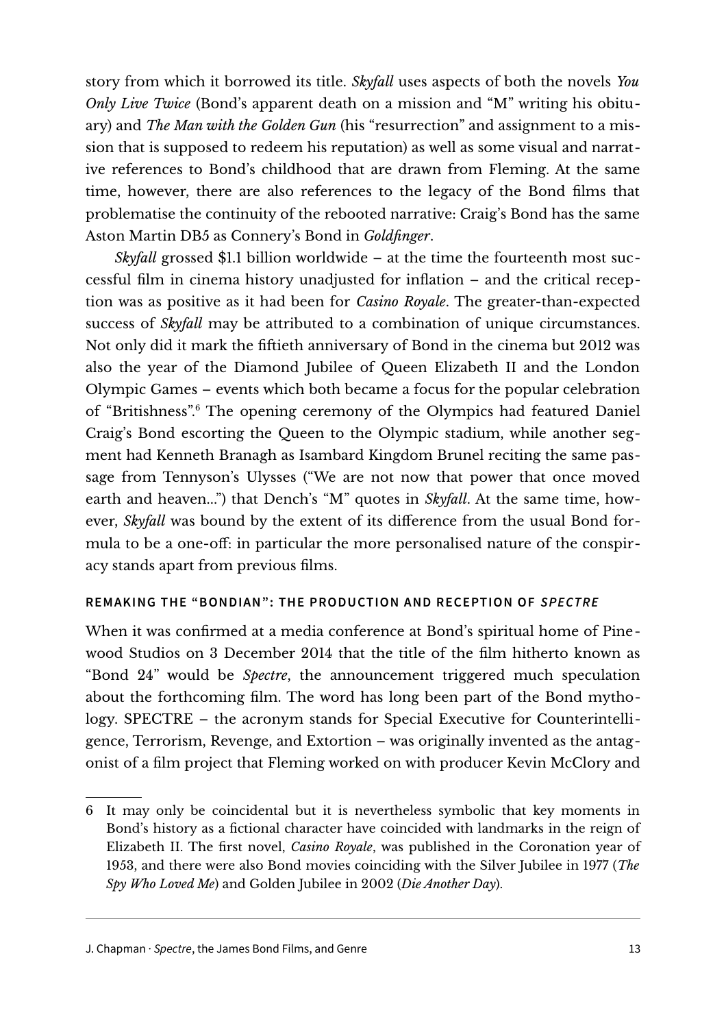story from which it borrowed its title. *Skyfall* uses aspects of both the novels *You Only Live Twice* (Bond's apparent death on a mission and "M" writing his obituary) and *The Man with the Golden Gun* (his "resurrection" and assignment to a mission that is supposed to redeem his reputation) as well as some visual and narrative references to Bond's childhood that are drawn from Fleming. At the same time, however, there are also references to the legacy of the Bond films that problematise the continuity of the rebooted narrative: Craig's Bond has the same Aston Martin DB5 as Connery's Bond in *Goldfinger*.

*Skyfall* grossed \$1.1 billion worldwide – at the time the fourteenth most successful film in cinema history unadjusted for inflation – and the critical reception was as positive as it had been for *Casino Royale*. The greater-than-expected success of *Skyfall* may be attributed to a combination of unique circumstances. Not only did it mark the fiftieth anniversary of Bond in the cinema but 2012 was also the year of the Diamond Jubilee of Queen Elizabeth II and the London Olympic Games – events which both became a focus for the popular celebration of "Britishness".[6] The opening ceremony of the Olympics had featured Daniel Craig's Bond escorting the Queen to the Olympic stadium, while another segment had Kenneth Branagh as Isambard Kingdom Brunel reciting the same passage from Tennyson's Ulysses ("We are not now that power that once moved earth and heaven...") that Dench's "M" quotes in *Skyfall*. At the same time, however, *Skyfall* was bound by the extent of its difference from the usual Bond formula to be a one-off: in particular the more personalised nature of the conspiracy stands apart from previous films.

## REMAKING THE "BONDIAN": THE PRODUCTION AND RECEPTION OF *SPECTRE*

When it was confirmed at a media conference at Bond's spiritual home of Pinewood Studios on 3 December 2014 that the title of the film hitherto known as "Bond 24" would be *Spectre*, the announcement triggered much speculation about the forthcoming film. The word has long been part of the Bond mythology. SPECTRE – the acronym stands for Special Executive for Counterintelligence, Terrorism, Revenge, and Extortion – was originally invented as the antagonist of a film project that Fleming worked on with producer Kevin McClory and

---

6 It may only be coincidental but it is nevertheless symbolic that key moments in Bond's history as a fictional character have coincided with landmarks in the reign of Elizabeth II. The first novel, *Casino Royale*, was published in the Coronation year of 1953, and there were also Bond movies coinciding with the Silver Jubilee in 1977 (*The Spy Who Loved Me*) and Golden Jubilee in 2002 (*Die Another Day*).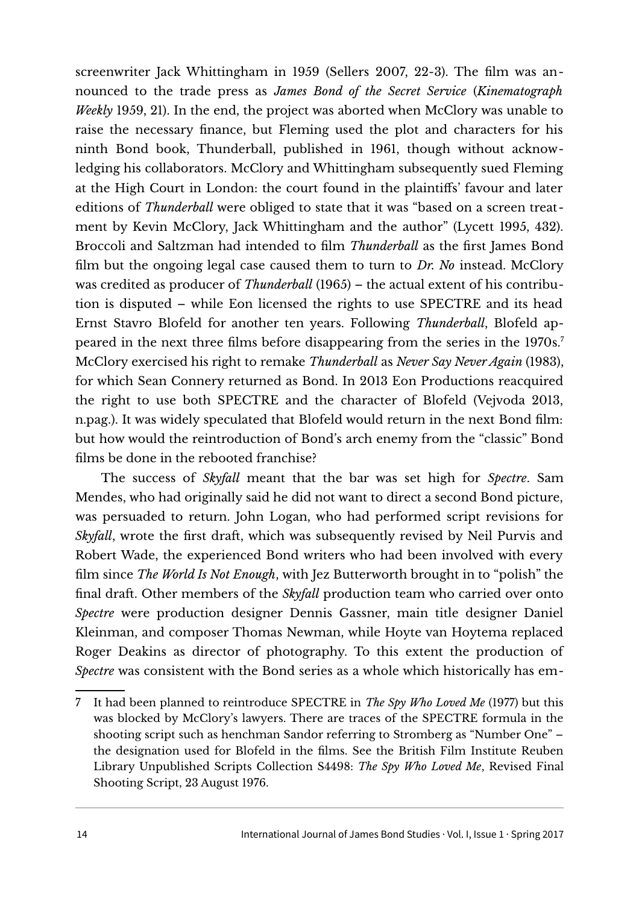screenwriter Jack Whittingham in 1959 (Sellers 2007, 22-3). The film was announced to the trade press as *James Bond of the Secret Service* (*Kinematograph Weekly* 1959, 21). In the end, the project was aborted when McClory was unable to raise the necessary finance, but Fleming used the plot and characters for his ninth Bond book, Thunderball, published in 1961, though without acknowledging his collaborators. McClory and Whittingham subsequently sued Fleming at the High Court in London: the court found in the plaintiffs' favour and later editions of *Thunderball* were obliged to state that it was "based on a screen treatment by Kevin McClory, Jack Whittingham and the author" (Lycett 1995, 432). Broccoli and Saltzman had intended to film *Thunderball* as the first James Bond film but the ongoing legal case caused them to turn to *Dr. No* instead. McClory was credited as producer of *Thunderball* (1965) – the actual extent of his contribution is disputed – while Eon licensed the rights to use SPECTRE and its head Ernst Stavro Blofeld for another ten years. Following *Thunderball*, Blofeld appeared in the next three films before disappearing from the series in the 1970s.[7] McClory exercised his right to remake *Thunderball* as *Never Say Never Again* (1983), for which Sean Connery returned as Bond. In 2013 Eon Productions reacquired the right to use both SPECTRE and the character of Blofeld (Vejvoda 2013, n.pag.). It was widely speculated that Blofeld would return in the next Bond film: but how would the reintroduction of Bond's arch enemy from the "classic" Bond films be done in the rebooted franchise?

The success of *Skyfall* meant that the bar was set high for *Spectre*. Sam Mendes, who had originally said he did not want to direct a second Bond picture, was persuaded to return. John Logan, who had performed script revisions for *Skyfall*, wrote the first draft, which was subsequently revised by Neil Purvis and Robert Wade, the experienced Bond writers who had been involved with every film since *The World Is Not Enough*, with Jez Butterworth brought in to "polish" the final draft. Other members of the *Skyfall* production team who carried over onto *Spectre* were production designer Dennis Gassner, main title designer Daniel Kleinman, and composer Thomas Newman, while Hoyte van Hoytema replaced Roger Deakins as director of photography. To this extent the production of *Spectre* was consistent with the Bond series as a whole which historically has em-

---

7 It had been planned to reintroduce SPECTRE in *The Spy Who Loved Me* (1977) but this was blocked by McClory's lawyers. There are traces of the SPECTRE formula in the shooting script such as henchman Sandor referring to Stromberg as "Number One" – the designation used for Blofeld in the films. See the British Film Institute Reuben Library Unpublished Scripts Collection S4498: *The Spy Who Loved Me*, Revised Final Shooting Script, 23 August 1976.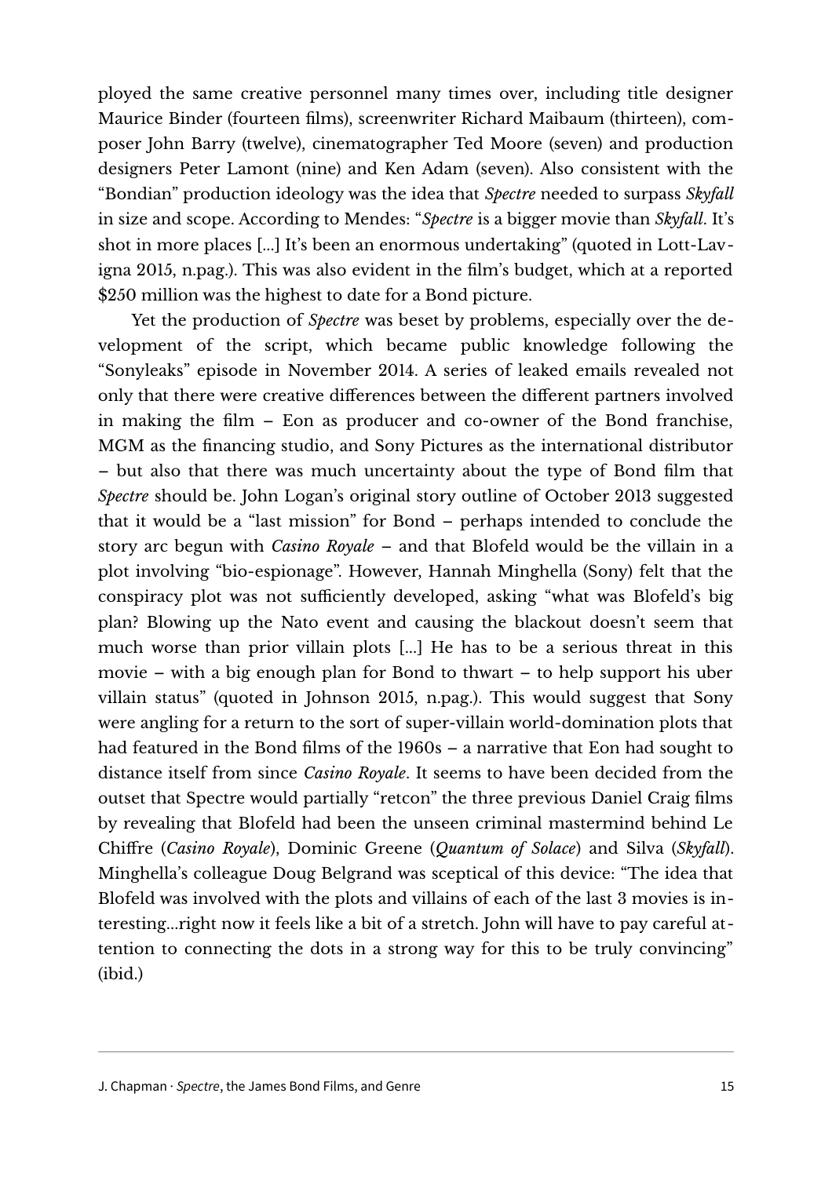ployed the same creative personnel many times over, including title designer Maurice Binder (fourteen films), screenwriter Richard Maibaum (thirteen), composer John Barry (twelve), cinematographer Ted Moore (seven) and production designers Peter Lamont (nine) and Ken Adam (seven). Also consistent with the "Bondian" production ideology was the idea that *Spectre* needed to surpass *Skyfall* in size and scope. According to Mendes: "*Spectre* is a bigger movie than *Skyfall*. It's shot in more places [...] It's been an enormous undertaking" (quoted in Lott-Lavigna 2015, n.pag.). This was also evident in the film's budget, which at a reported $250 million was the highest to date for a Bond picture.

Yet the production of *Spectre* was beset by problems, especially over the development of the script, which became public knowledge following the "Sonyleaks" episode in November 2014. A series of leaked emails revealed not only that there were creative differences between the different partners involved in making the film – Eon as producer and co-owner of the Bond franchise, MGM as the financing studio, and Sony Pictures as the international distributor – but also that there was much uncertainty about the type of Bond film that *Spectre* should be. John Logan's original story outline of October 2013 suggested that it would be a "last mission" for Bond – perhaps intended to conclude the story arc begun with *Casino Royale* – and that Blofeld would be the villain in a plot involving "bio-espionage". However, Hannah Minghella (Sony) felt that the conspiracy plot was not sufficiently developed, asking "what was Blofeld's big plan? Blowing up the Nato event and causing the blackout doesn't seem that much worse than prior villain plots [...] He has to be a serious threat in this movie – with a big enough plan for Bond to thwart – to help support his uber villain status" (quoted in Johnson 2015, n.pag.). This would suggest that Sony were angling for a return to the sort of super-villain world-domination plots that had featured in the Bond films of the 1960s – a narrative that Eon had sought to distance itself from since *Casino Royale*. It seems to have been decided from the outset that Spectre would partially "retcon" the three previous Daniel Craig films by revealing that Blofeld had been the unseen criminal mastermind behind Le Chiffre (*Casino Royale*), Dominic Greene (*Quantum of Solace*) and Silva (*Skyfall*). Minghella's colleague Doug Belgrand was sceptical of this device: "The idea that Blofeld was involved with the plots and villains of each of the last 3 movies is interesting...right now it feels like a bit of a stretch. John will have to pay careful attention to connecting the dots in a strong way for this to be truly convincing" (ibid.)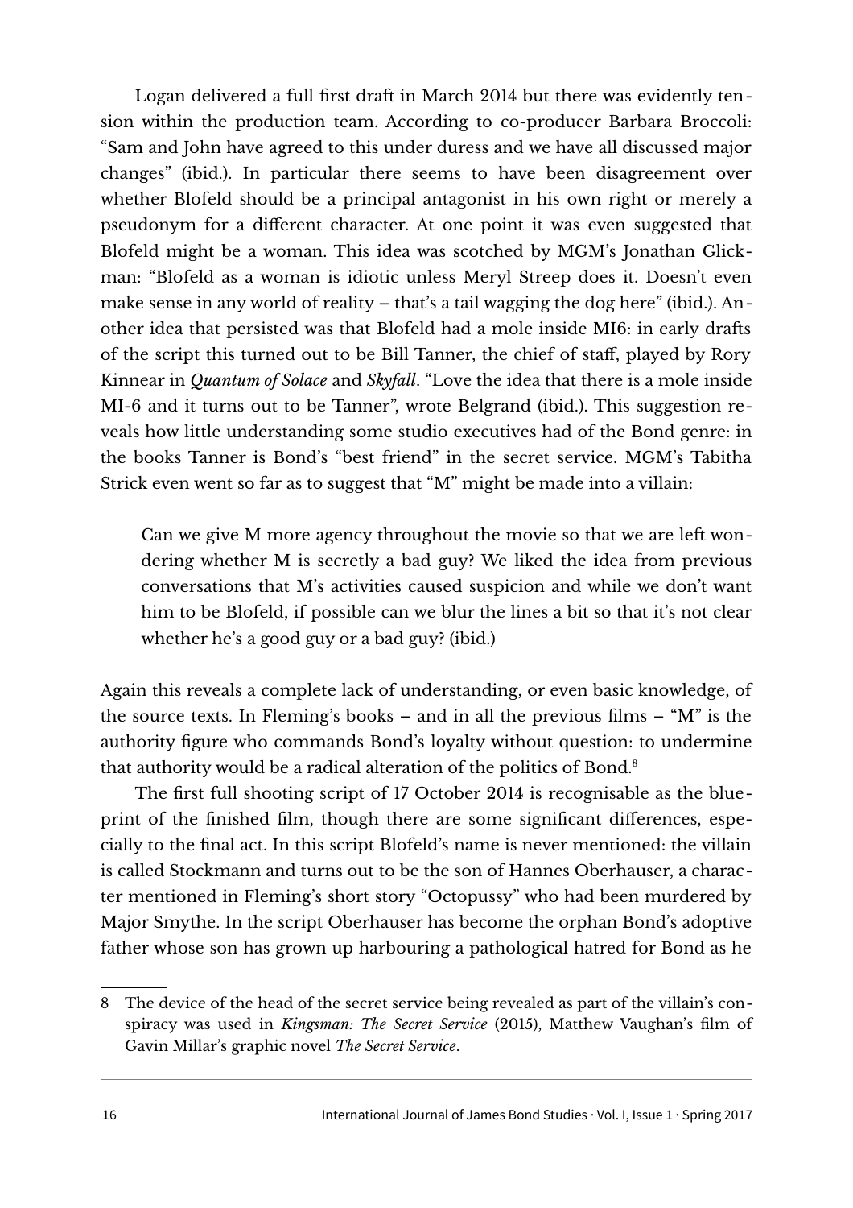Logan delivered a full first draft in March 2014 but there was evidently tension within the production team. According to co-producer Barbara Broccoli: "Sam and John have agreed to this under duress and we have all discussed major changes" (ibid.). In particular there seems to have been disagreement over whether Blofeld should be a principal antagonist in his own right or merely a pseudonym for a different character. At one point it was even suggested that Blofeld might be a woman. This idea was scotched by MGM's Jonathan Glickman: "Blofeld as a woman is idiotic unless Meryl Streep does it. Doesn't even make sense in any world of reality – that's a tail wagging the dog here" (ibid.). Another idea that persisted was that Blofeld had a mole inside MI6: in early drafts of the script this turned out to be Bill Tanner, the chief of staff, played by Rory Kinnear in *Quantum of Solace* and *Skyfall*. "Love the idea that there is a mole inside MI-6 and it turns out to be Tanner", wrote Belgrand (ibid.). This suggestion reveals how little understanding some studio executives had of the Bond genre: in the books Tanner is Bond's "best friend" in the secret service. MGM's Tabitha Strick even went so far as to suggest that "M" might be made into a villain:

> Can we give M more agency throughout the movie so that we are left wondering whether M is secretly a bad guy? We liked the idea from previous conversations that M's activities caused suspicion and while we don't want him to be Blofeld, if possible can we blur the lines a bit so that it's not clear whether he's a good guy or a bad guy? (ibid.)

Again this reveals a complete lack of understanding, or even basic knowledge, of the source texts. In Fleming's books – and in all the previous films – "M" is the authority figure who commands Bond's loyalty without question: to undermine that authority would be a radical alteration of the politics of Bond.[8]

The first full shooting script of 17 October 2014 is recognisable as the blueprint of the finished film, though there are some significant differences, especially to the final act. In this script Blofeld's name is never mentioned: the villain is called Stockmann and turns out to be the son of Hannes Oberhauser, a character mentioned in Fleming's short story "Octopussy" who had been murdered by Major Smythe. In the script Oberhauser has become the orphan Bond's adoptive father whose son has grown up harbouring a pathological hatred for Bond as he

---

8 The device of the head of the secret service being revealed as part of the villain's conspiracy was used in *Kingsman: The Secret Service* (2015), Matthew Vaughan's film of Gavin Millar's graphic novel *The Secret Service*.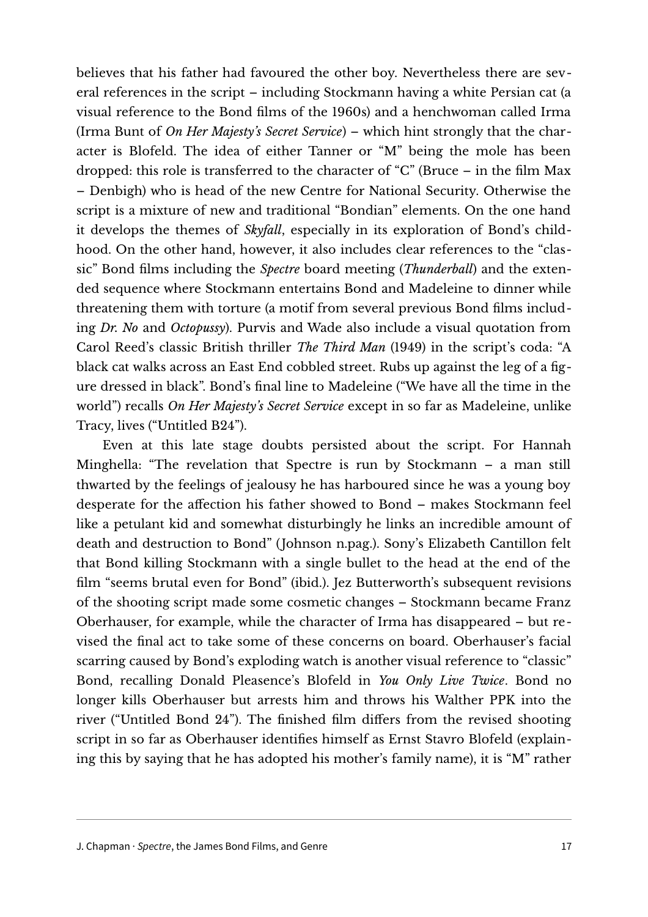believes that his father had favoured the other boy. Nevertheless there are several references in the script – including Stockmann having a white Persian cat (a visual reference to the Bond films of the 1960s) and a henchwoman called Irma (Irma Bunt of *On Her Majesty's Secret Service*) – which hint strongly that the character is Blofeld. The idea of either Tanner or "M" being the mole has been dropped: this role is transferred to the character of "C" (Bruce – in the film Max – Denbigh) who is head of the new Centre for National Security. Otherwise the script is a mixture of new and traditional "Bondian" elements. On the one hand it develops the themes of *Skyfall*, especially in its exploration of Bond's childhood. On the other hand, however, it also includes clear references to the "classic" Bond films including the *Spectre* board meeting (*Thunderball*) and the extended sequence where Stockmann entertains Bond and Madeleine to dinner while threatening them with torture (a motif from several previous Bond films including *Dr. No* and *Octopussy*). Purvis and Wade also include a visual quotation from Carol Reed's classic British thriller *The Third Man* (1949) in the script's coda: "A black cat walks across an East End cobbled street. Rubs up against the leg of a figure dressed in black". Bond's final line to Madeleine ("We have all the time in the world") recalls *On Her Majesty's Secret Service* except in so far as Madeleine, unlike Tracy, lives ("Untitled B24").

Even at this late stage doubts persisted about the script. For Hannah Minghella: "The revelation that Spectre is run by Stockmann – a man still thwarted by the feelings of jealousy he has harboured since he was a young boy desperate for the affection his father showed to Bond – makes Stockmann feel like a petulant kid and somewhat disturbingly he links an incredible amount of death and destruction to Bond" (Johnson n.pag.). Sony's Elizabeth Cantillon felt that Bond killing Stockmann with a single bullet to the head at the end of the film "seems brutal even for Bond" (ibid.). Jez Butterworth's subsequent revisions of the shooting script made some cosmetic changes – Stockmann became Franz Oberhauser, for example, while the character of Irma has disappeared – but revised the final act to take some of these concerns on board. Oberhauser's facial scarring caused by Bond's exploding watch is another visual reference to "classic" Bond, recalling Donald Pleasence's Blofeld in *You Only Live Twice*. Bond no longer kills Oberhauser but arrests him and throws his Walther PPK into the river ("Untitled Bond 24"). The finished film differs from the revised shooting script in so far as Oberhauser identifies himself as Ernst Stavro Blofeld (explaining this by saying that he has adopted his mother's family name), it is "M" rather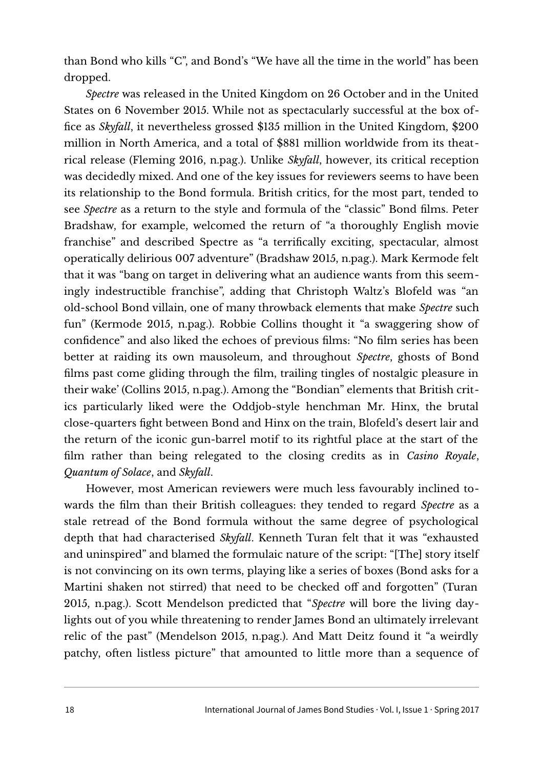than Bond who kills "C", and Bond's "We have all the time in the world" has been dropped.

*Spectre* was released in the United Kingdom on 26 October and in the United States on 6 November 2015. While not as spectacularly successful at the box office as *Skyfall*, it nevertheless grossed $135 million in the United Kingdom, $200 million in North America, and a total of $881 million worldwide from its theatrical release (Fleming 2016, n.pag.). Unlike *Skyfall*, however, its critical reception was decidedly mixed. And one of the key issues for reviewers seems to have been its relationship to the Bond formula. British critics, for the most part, tended to see *Spectre* as a return to the style and formula of the "classic" Bond films. Peter Bradshaw, for example, welcomed the return of "a thoroughly English movie franchise" and described Spectre as "a terrifically exciting, spectacular, almost operatically delirious 007 adventure" (Bradshaw 2015, n.pag.). Mark Kermode felt that it was "bang on target in delivering what an audience wants from this seemingly indestructible franchise", adding that Christoph Waltz's Blofeld was "an old-school Bond villain, one of many throwback elements that make *Spectre* such fun" (Kermode 2015, n.pag.). Robbie Collins thought it "a swaggering show of confidence" and also liked the echoes of previous films: "No film series has been better at raiding its own mausoleum, and throughout *Spectre*, ghosts of Bond films past come gliding through the film, trailing tingles of nostalgic pleasure in their wake' (Collins 2015, n.pag.). Among the "Bondian" elements that British critics particularly liked were the Oddjob-style henchman Mr. Hinx, the brutal close-quarters fight between Bond and Hinx on the train, Blofeld's desert lair and the return of the iconic gun-barrel motif to its rightful place at the start of the film rather than being relegated to the closing credits as in *Casino Royale*, *Quantum of Solace*, and *Skyfall*.

However, most American reviewers were much less favourably inclined towards the film than their British colleagues: they tended to regard *Spectre* as a stale retread of the Bond formula without the same degree of psychological depth that had characterised *Skyfall*. Kenneth Turan felt that it was "exhausted and uninspired" and blamed the formulaic nature of the script: "[The] story itself is not convincing on its own terms, playing like a series of boxes (Bond asks for a Martini shaken not stirred) that need to be checked off and forgotten" (Turan 2015, n.pag.). Scott Mendelson predicted that "*Spectre* will bore the living daylights out of you while threatening to render James Bond an ultimately irrelevant relic of the past" (Mendelson 2015, n.pag.). And Matt Deitz found it "a weirdly patchy, often listless picture" that amounted to little more than a sequence of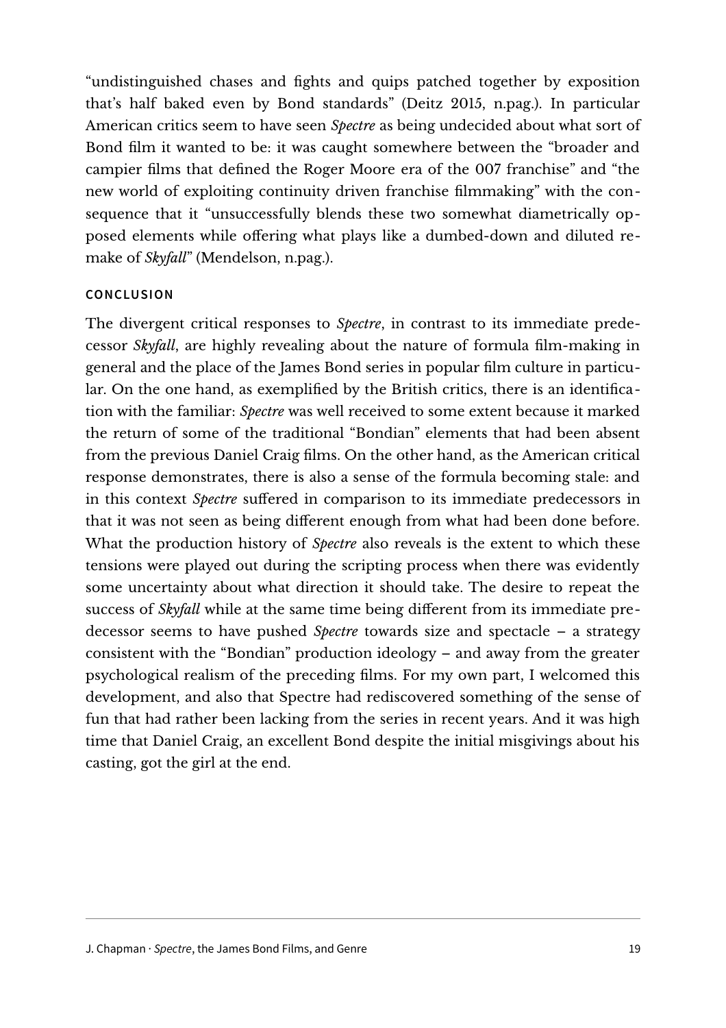"undistinguished chases and fights and quips patched together by exposition that's half baked even by Bond standards" (Deitz 2015, n.pag.). In particular American critics seem to have seen *Spectre* as being undecided about what sort of Bond film it wanted to be: it was caught somewhere between the "broader and campier films that defined the Roger Moore era of the 007 franchise" and "the new world of exploiting continuity driven franchise filmmaking" with the consequence that it "unsuccessfully blends these two somewhat diametrically opposed elements while offering what plays like a dumbed-down and diluted remake of *Skyfall*" (Mendelson, n.pag.).

## CONCLUSION

The divergent critical responses to *Spectre*, in contrast to its immediate predecessor *Skyfall*, are highly revealing about the nature of formula film-making in general and the place of the James Bond series in popular film culture in particular. On the one hand, as exemplified by the British critics, there is an identification with the familiar: *Spectre* was well received to some extent because it marked the return of some of the traditional "Bondian" elements that had been absent from the previous Daniel Craig films. On the other hand, as the American critical response demonstrates, there is also a sense of the formula becoming stale: and in this context *Spectre* suffered in comparison to its immediate predecessors in that it was not seen as being different enough from what had been done before. What the production history of *Spectre* also reveals is the extent to which these tensions were played out during the scripting process when there was evidently some uncertainty about what direction it should take. The desire to repeat the success of *Skyfall* while at the same time being different from its immediate predecessor seems to have pushed *Spectre* towards size and spectacle – a strategy consistent with the "Bondian" production ideology – and away from the greater psychological realism of the preceding films. For my own part, I welcomed this development, and also that Spectre had rediscovered something of the sense of fun that had rather been lacking from the series in recent years. And it was high time that Daniel Craig, an excellent Bond despite the initial misgivings about his casting, got the girl at the end.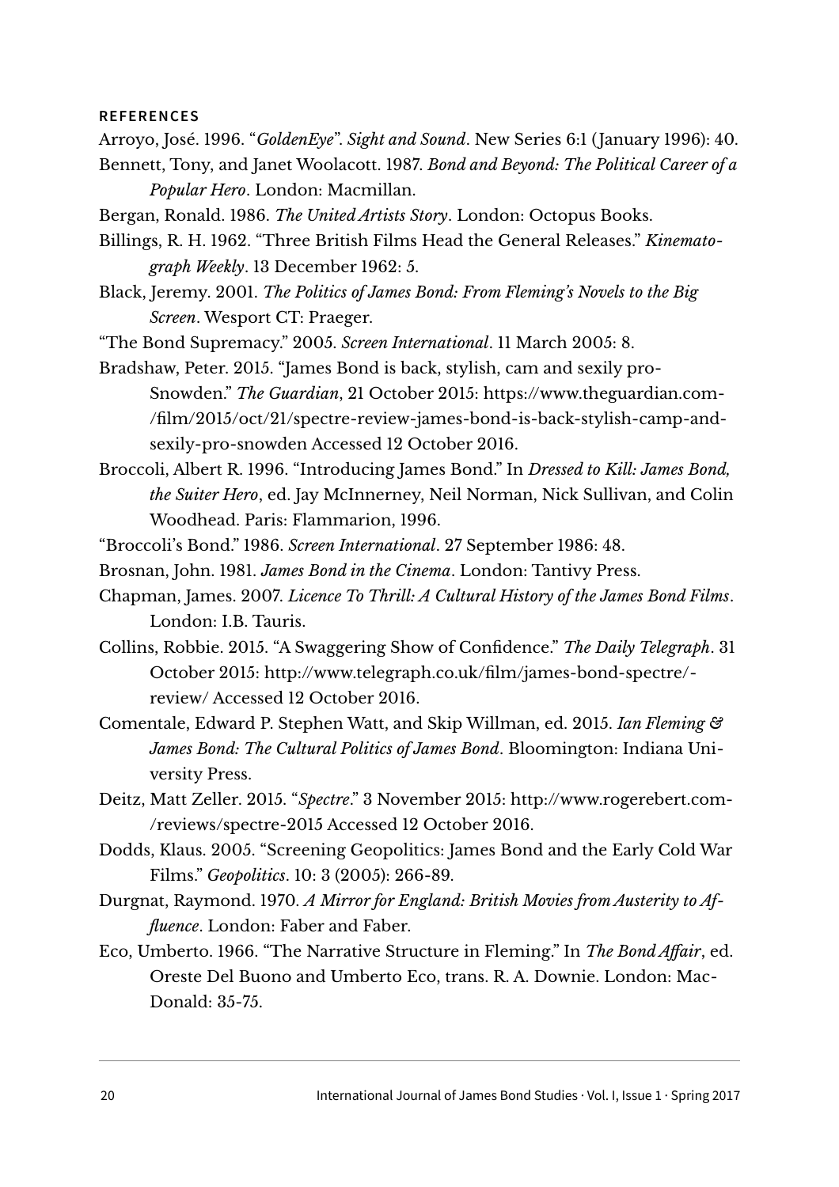## REFERENCES

Arroyo, José. 1996. "*GoldenEye*". *Sight and Sound*. New Series 6:1 (January 1996): 40.

Bennett, Tony, and Janet Woolacott. 1987. *Bond and Beyond: The Political Career of a Popular Hero*. London: Macmillan.

Bergan, Ronald. 1986. *The United Artists Story*. London: Octopus Books.

Billings, R. H. 1962. "Three British Films Head the General Releases." *Kinematograph Weekly*. 13 December 1962: 5.

Black, Jeremy. 2001. *The Politics of James Bond: From Fleming's Novels to the Big Screen*. Wesport CT: Praeger.

"The Bond Supremacy." 2005. *Screen International*. 11 March 2005: 8.

Bradshaw, Peter. 2015. "James Bond is back, stylish, cam and sexily pro-Snowden." *The Guardian*, 21 October 2015: https://www.theguardian.com/film/2015/oct/21/spectre-review-james-bond-is-back-stylish-camp-and-sexily-pro-snowden Accessed 12 October 2016.

Broccoli, Albert R. 1996. "Introducing James Bond." In *Dressed to Kill: James Bond, the Suiter Hero*, ed. Jay McInnerney, Neil Norman, Nick Sullivan, and Colin Woodhead. Paris: Flammarion, 1996.

"Broccoli's Bond." 1986. *Screen International*. 27 September 1986: 48.

Brosnan, John. 1981. *James Bond in the Cinema*. London: Tantivy Press.

Chapman, James. 2007. *Licence To Thrill: A Cultural History of the James Bond Films*. London: I.B. Tauris.

Collins, Robbie. 2015. "A Swaggering Show of Confidence." *The Daily Telegraph*. 31 October 2015: http://www.telegraph.co.uk/film/james-bond-spectre/review/ Accessed 12 October 2016.

Comentale, Edward P. Stephen Watt, and Skip Willman, ed. 2015. *Ian Fleming & James Bond: The Cultural Politics of James Bond*. Bloomington: Indiana University Press.

Deitz, Matt Zeller. 2015. "*Spectre*." 3 November 2015: http://www.rogerebert.com/reviews/spectre-2015 Accessed 12 October 2016.

Dodds, Klaus. 2005. "Screening Geopolitics: James Bond and the Early Cold War Films." *Geopolitics*. 10: 3 (2005): 266-89.

Durgnat, Raymond. 1970. *A Mirror for England: British Movies from Austerity to Affluence*. London: Faber and Faber.

Eco, Umberto. 1966. "The Narrative Structure in Fleming." In *The Bond Affair*, ed. Oreste Del Buono and Umberto Eco, trans. R. A. Downie. London: MacDonald: 35-75.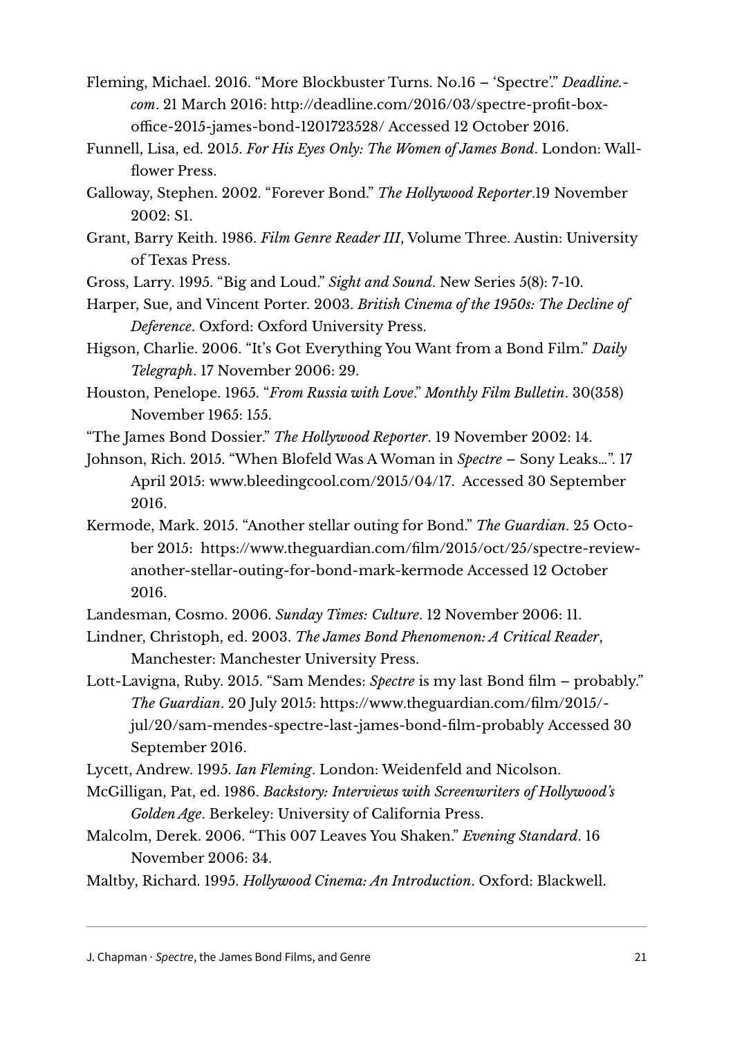Fleming, Michael. 2016. "More Blockbuster Turns. No.16 – 'Spectre'." *Deadline.com*. 21 March 2016: http://deadline.com/2016/03/spectre-profit-box-office-2015-james-bond-1201723528/ Accessed 12 October 2016.

Funnell, Lisa, ed. 2015. *For His Eyes Only: The Women of James Bond*. London: Wallflower Press.

Galloway, Stephen. 2002. "Forever Bond." *The Hollywood Reporter*.19 November 2002: S1.

Grant, Barry Keith. 1986. *Film Genre Reader III*, Volume Three. Austin: University of Texas Press.

Gross, Larry. 1995. "Big and Loud." *Sight and Sound*. New Series 5(8): 7-10.

Harper, Sue, and Vincent Porter. 2003. *British Cinema of the 1950s: The Decline of Deference*. Oxford: Oxford University Press.

Higson, Charlie. 2006. "It's Got Everything You Want from a Bond Film." *Daily Telegraph*. 17 November 2006: 29.

Houston, Penelope. 1965. "*From Russia with Love*." *Monthly Film Bulletin*. 30(358) November 1965: 155.

"The James Bond Dossier." *The Hollywood Reporter*. 19 November 2002: 14.

Johnson, Rich. 2015. "When Blofeld Was A Woman in *Spectre* – Sony Leaks…". 17 April 2015: www.bleedingcool.com/2015/04/17. Accessed 30 September 2016.

Kermode, Mark. 2015. "Another stellar outing for Bond." *The Guardian*. 25 October 2015: https://www.theguardian.com/film/2015/oct/25/spectre-review-another-stellar-outing-for-bond-mark-kermode Accessed 12 October 2016.

Landesman, Cosmo. 2006. *Sunday Times: Culture*. 12 November 2006: 11.

Lindner, Christoph, ed. 2003. *The James Bond Phenomenon: A Critical Reader*, Manchester: Manchester University Press.

Lott-Lavigna, Ruby. 2015. "Sam Mendes: *Spectre* is my last Bond film – probably." *The Guardian*. 20 July 2015: https://www.theguardian.com/film/2015/jul/20/sam-mendes-spectre-last-james-bond-film-probably Accessed 30 September 2016.

Lycett, Andrew. 1995. *Ian Fleming*. London: Weidenfeld and Nicolson.

McGilligan, Pat, ed. 1986. *Backstory: Interviews with Screenwriters of Hollywood's Golden Age*. Berkeley: University of California Press.

Malcolm, Derek. 2006. "This 007 Leaves You Shaken." *Evening Standard*. 16 November 2006: 34.

Maltby, Richard. 1995. *Hollywood Cinema: An Introduction*. Oxford: Blackwell.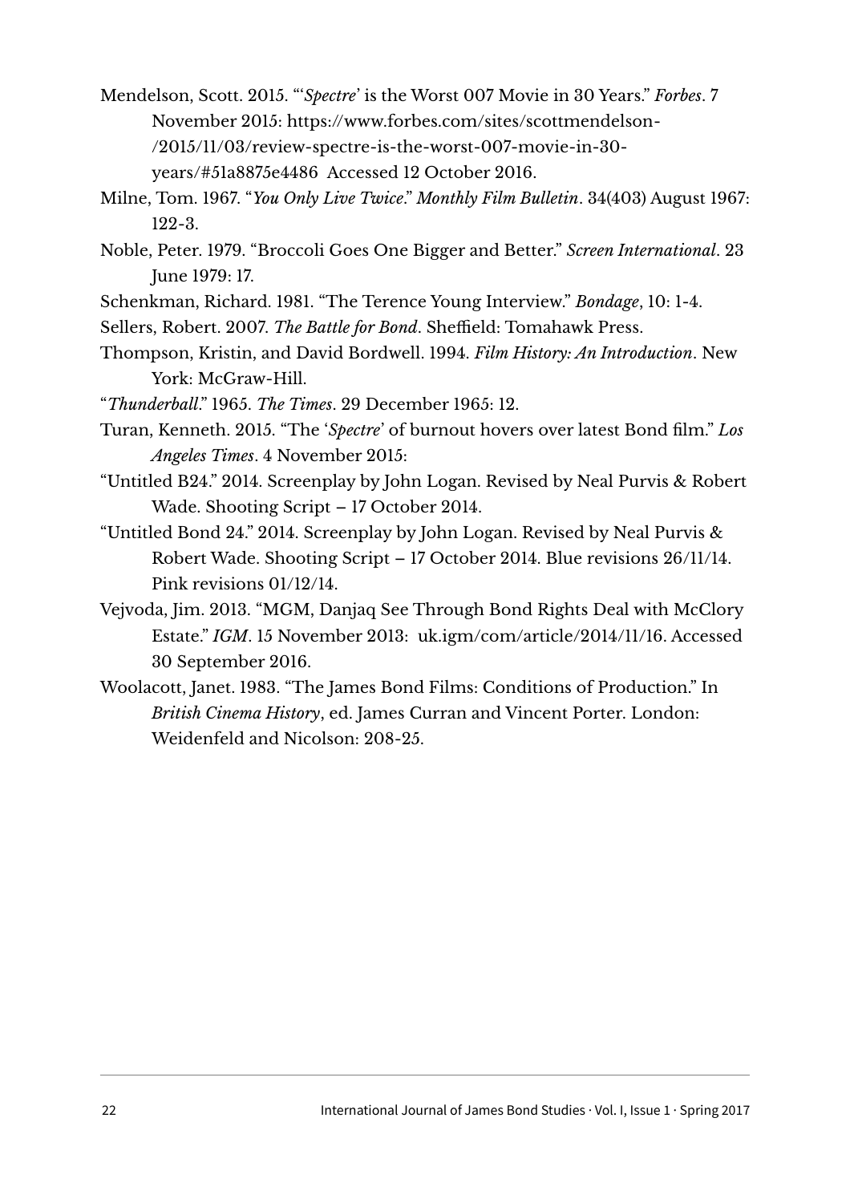Mendelson, Scott. 2015. "'*Spectre*' is the Worst 007 Movie in 30 Years." *Forbes*. 7 November 2015: https://www.forbes.com/sites/scottmendelson-/2015/11/03/review-spectre-is-the-worst-007-movie-in-30-years/#51a8875e4486 Accessed 12 October 2016.

Milne, Tom. 1967. "*You Only Live Twice*." *Monthly Film Bulletin*. 34(403) August 1967: 122-3.

Noble, Peter. 1979. "Broccoli Goes One Bigger and Better." *Screen International*. 23 June 1979: 17.

Schenkman, Richard. 1981. "The Terence Young Interview." *Bondage*, 10: 1-4.

Sellers, Robert. 2007. *The Battle for Bond*. Sheffield: Tomahawk Press.

Thompson, Kristin, and David Bordwell. 1994. *Film History: An Introduction*. New York: McGraw-Hill.

"*Thunderball*." 1965. *The Times*. 29 December 1965: 12.

Turan, Kenneth. 2015. "The '*Spectre*' of burnout hovers over latest Bond film." *Los Angeles Times*. 4 November 2015:

"Untitled B24." 2014. Screenplay by John Logan. Revised by Neal Purvis & Robert Wade. Shooting Script – 17 October 2014.

"Untitled Bond 24." 2014. Screenplay by John Logan. Revised by Neal Purvis & Robert Wade. Shooting Script – 17 October 2014. Blue revisions 26/11/14. Pink revisions 01/12/14.

Vejvoda, Jim. 2013. "MGM, Danjaq See Through Bond Rights Deal with McClory Estate." *IGM*. 15 November 2013: uk.igm/com/article/2014/11/16. Accessed 30 September 2016.

Woolacott, Janet. 1983. "The James Bond Films: Conditions of Production." In *British Cinema History*, ed. James Curran and Vincent Porter. London: Weidenfeld and Nicolson: 208-25.